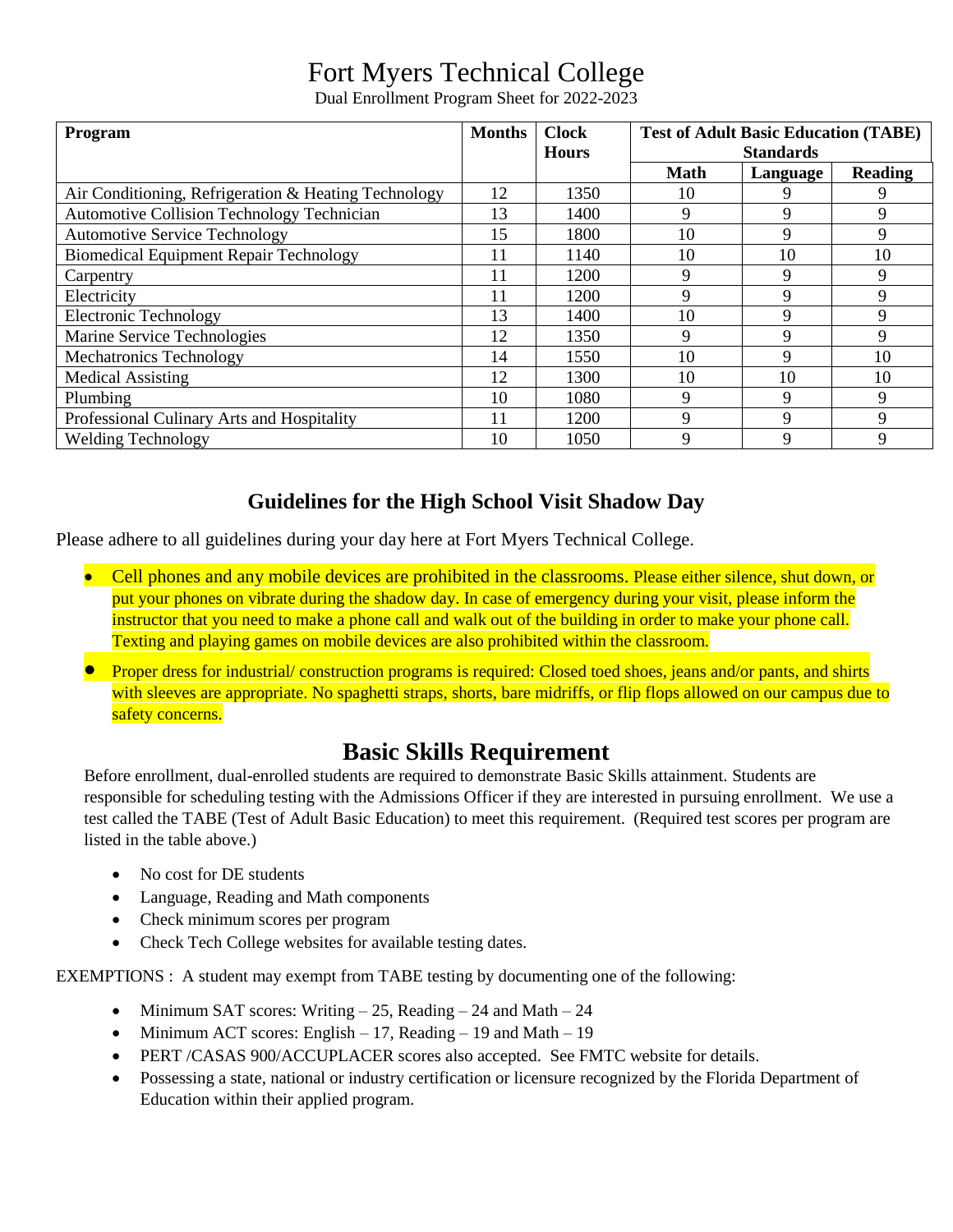# Fort Myers Technical College

Dual Enrollment Program Sheet for 2022-2023

| Program | Months | Clock Hours | Test of Adult Basic Education (TABE) Standards | | |
|---|---|---|---|---|---|
| | | | Math | Language | Reading |
| Air Conditioning, Refrigeration & Heating Technology | 12 | 1350 | 10 | 9 | 9 |
| Automotive Collision Technology Technician | 13 | 1400 | 9 | 9 | 9 |
| Automotive Service Technology | 15 | 1800 | 10 | 9 | 9 |
| Biomedical Equipment Repair Technology | 11 | 1140 | 10 | 10 | 10 |
| Carpentry | 11 | 1200 | 9 | 9 | 9 |
| Electricity | 11 | 1200 | 9 | 9 | 9 |
| Electronic Technology | 13 | 1400 | 10 | 9 | 9 |
| Marine Service Technologies | 12 | 1350 | 9 | 9 | 9 |
| Mechatronics Technology | 14 | 1550 | 10 | 9 | 10 |
| Medical Assisting | 12 | 1300 | 10 | 10 | 10 |
| Plumbing | 10 | 1080 | 9 | 9 | 9 |
| Professional Culinary Arts and Hospitality | 11 | 1200 | 9 | 9 | 9 |
| Welding Technology | 10 | 1050 | 9 | 9 | 9 |

## Guidelines for the High School Visit Shadow Day

Please adhere to all guidelines during your day here at Fort Myers Technical College.

- Cell phones and any mobile devices are prohibited in the classrooms. Please either silence, shut down, or put your phones on vibrate during the shadow day. In case of emergency during your visit, please inform the instructor that you need to make a phone call and walk out of the building in order to make your phone call. Texting and playing games on mobile devices are also prohibited within the classroom.
- Proper dress for industrial/ construction programs is required: Closed toed shoes, jeans and/or pants, and shirts with sleeves are appropriate. No spaghetti straps, shorts, bare midriffs, or flip flops allowed on our campus due to safety concerns.

## Basic Skills Requirement

Before enrollment, dual-enrolled students are required to demonstrate Basic Skills attainment. Students are responsible for scheduling testing with the Admissions Officer if they are interested in pursuing enrollment. We use a test called the TABE (Test of Adult Basic Education) to meet this requirement. (Required test scores per program are listed in the table above.)

- No cost for DE students
- Language, Reading and Math components
- Check minimum scores per program
- Check Tech College websites for available testing dates.

EXEMPTIONS : A student may exempt from TABE testing by documenting one of the following:

- Minimum SAT scores: Writing – 25, Reading – 24 and Math – 24
- Minimum ACT scores: English – 17, Reading – 19 and Math – 19
- PERT /CASAS 900/ACCUPLACER scores also accepted. See FMTC website for details.
- Possessing a state, national or industry certification or licensure recognized by the Florida Department of Education within their applied program.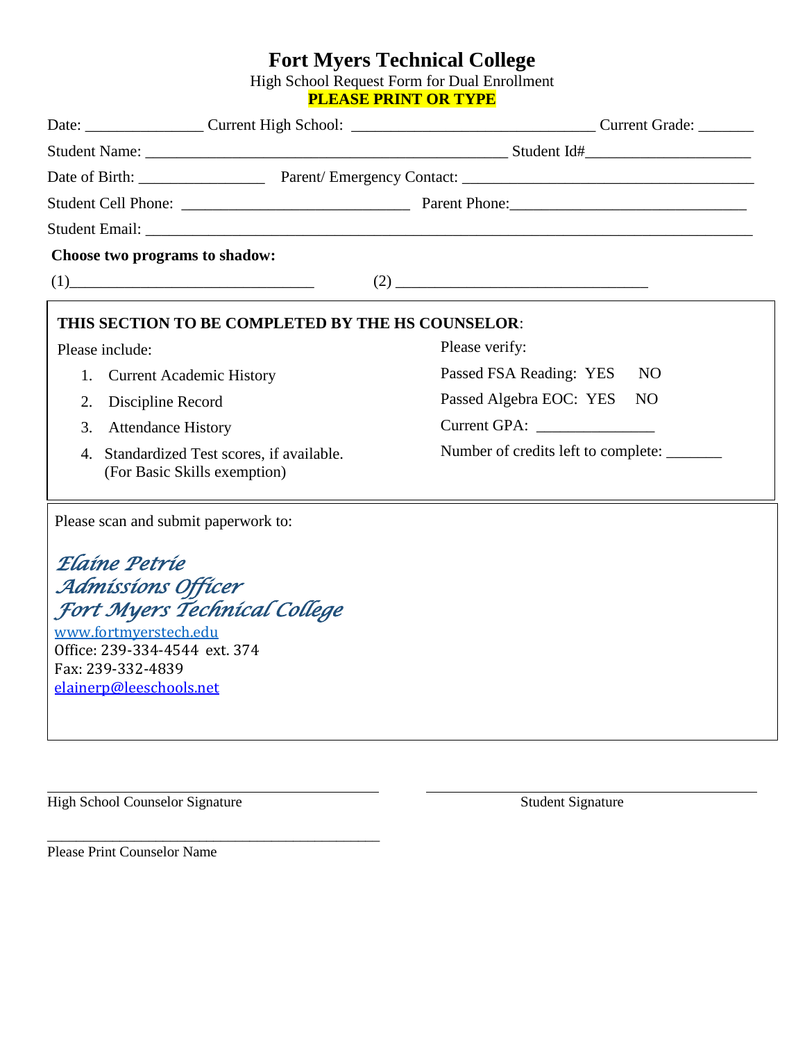# Fort Myers Technical College

High School Request Form for Dual Enrollment

**PLEASE PRINT OR TYPE**

Date: _______________ Current High School: _______________________________ Current Grade: _______

Student Name: _______________________________________________ Student Id#_____________________

Date of Birth: ________________ Parent/ Emergency Contact: _____________________________________

Student Cell Phone: _____________________________ Parent Phone:______________________________

Student Email: ___________________________________________________________________________

**Choose two programs to shadow:**

(1)_______________________________ (2) ________________________________

**THIS SECTION TO BE COMPLETED BY THE HS COUNSELOR**:

Please include:

1. Current Academic History
2. Discipline Record
3. Attendance History
4. Standardized Test scores, if available. (For Basic Skills exemption)

Please verify:

Passed FSA Reading: YES NO

Passed Algebra EOC: YES NO

Current GPA: _______________

Number of credits left to complete: _______

Please scan and submit paperwork to:

*Elaine Petrie*
*Admissions Officer*
*Fort Myers Technical College*
www.fortmyerstech.edu
Office: 239-334-4544 ext. 374
Fax: 239-332-4839
elainerp@leeschools.net

_______________________________________ _______________________________________

High School Counselor Signature Student Signature

_______________________________________

Please Print Counselor Name